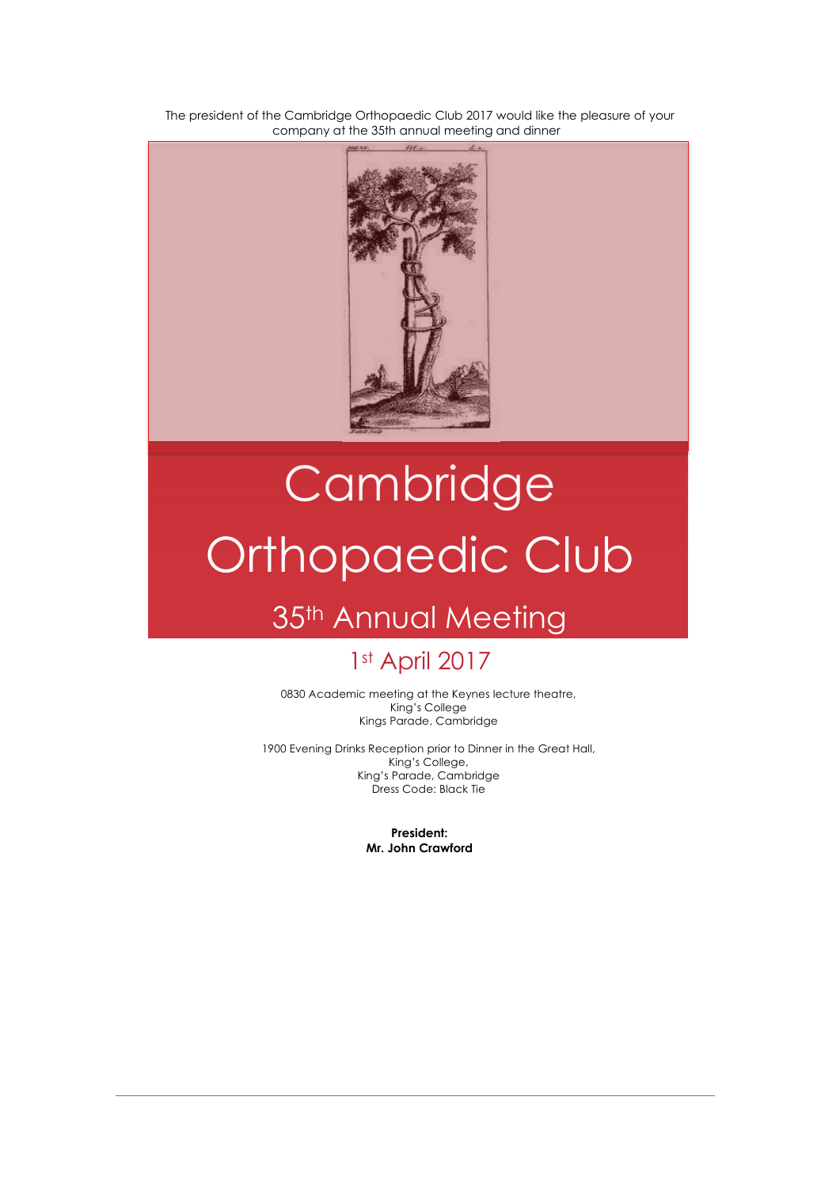The president of the Cambridge Orthopaedic Club 2017 would like the pleasure of your company at the 35th annual meeting and dinner

# Cambridge Orthopaedic Club

## 35th Annual Meeting

## 1st April 2017

0830 Academic meeting at the Keynes lecture theatre,
King's College
Kings Parade, Cambridge

1900 Evening Drinks Reception prior to Dinner in the Great Hall,
King's College,
King's Parade, Cambridge
Dress Code: Black Tie

**President:**
**Mr. John Crawford**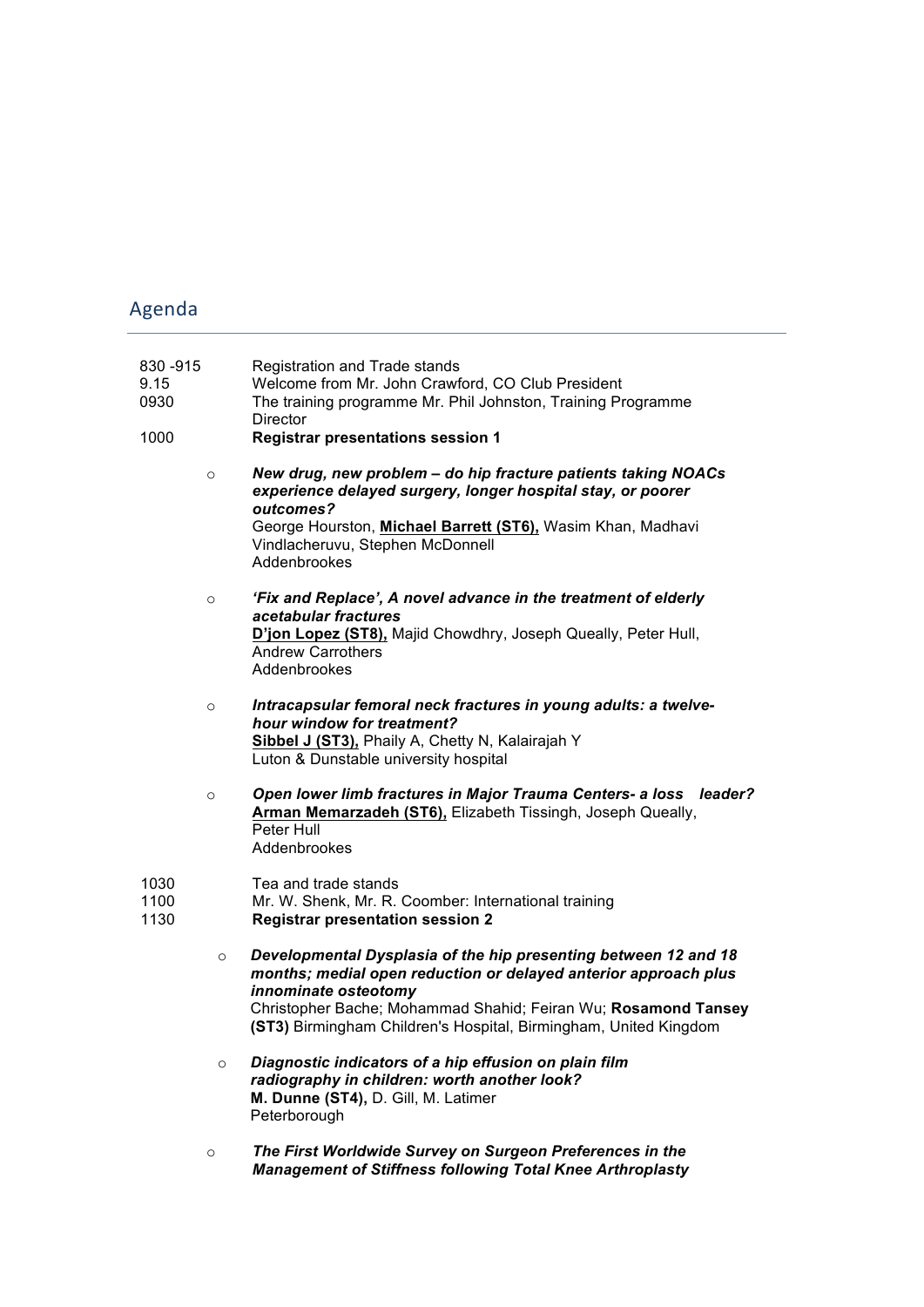## Agenda

830 -915 Registration and Trade stands

9.15 Welcome from Mr. John Crawford, CO Club President

0930 The training programme Mr. Phil Johnston, Training Programme Director

1000 **Registrar presentations session 1**

- ***New drug, new problem – do hip fracture patients taking NOACs experience delayed surgery, longer hospital stay, or poorer outcomes?***
  George Hourston, **<u>Michael Barrett (ST6),</u>** Wasim Khan, Madhavi Vindlacheruvu, Stephen McDonnell
  Addenbrookes

- ***'Fix and Replace', A novel advance in the treatment of elderly acetabular fractures***
  **<u>D'jon Lopez (ST8),</u>** Majid Chowdhry, Joseph Queally, Peter Hull, Andrew Carrothers
  Addenbrookes

- ***Intracapsular femoral neck fractures in young adults: a twelve-hour window for treatment?***
  **<u>Sibbel J (ST3),</u>** Phaily A, Chetty N, Kalairajah Y
  Luton & Dunstable university hospital

- ***Open lower limb fractures in Major Trauma Centers- a loss leader?***
  **<u>Arman Memarzadeh (ST6),</u>** Elizabeth Tissingh, Joseph Queally, Peter Hull
  Addenbrookes

1030 Tea and trade stands

1100 Mr. W. Shenk, Mr. R. Coomber: International training

1130 **Registrar presentation session 2**

- ***Developmental Dysplasia of the hip presenting between 12 and 18 months; medial open reduction or delayed anterior approach plus innominate osteotomy***
  Christopher Bache; Mohammad Shahid; Feiran Wu; **Rosamond Tansey (ST3)** Birmingham Children's Hospital, Birmingham, United Kingdom

- ***Diagnostic indicators of a hip effusion on plain film radiography in children: worth another look?***
  **M. Dunne (ST4),** D. Gill, M. Latimer
  Peterborough

- ***The First Worldwide Survey on Surgeon Preferences in the Management of Stiffness following Total Knee Arthroplasty***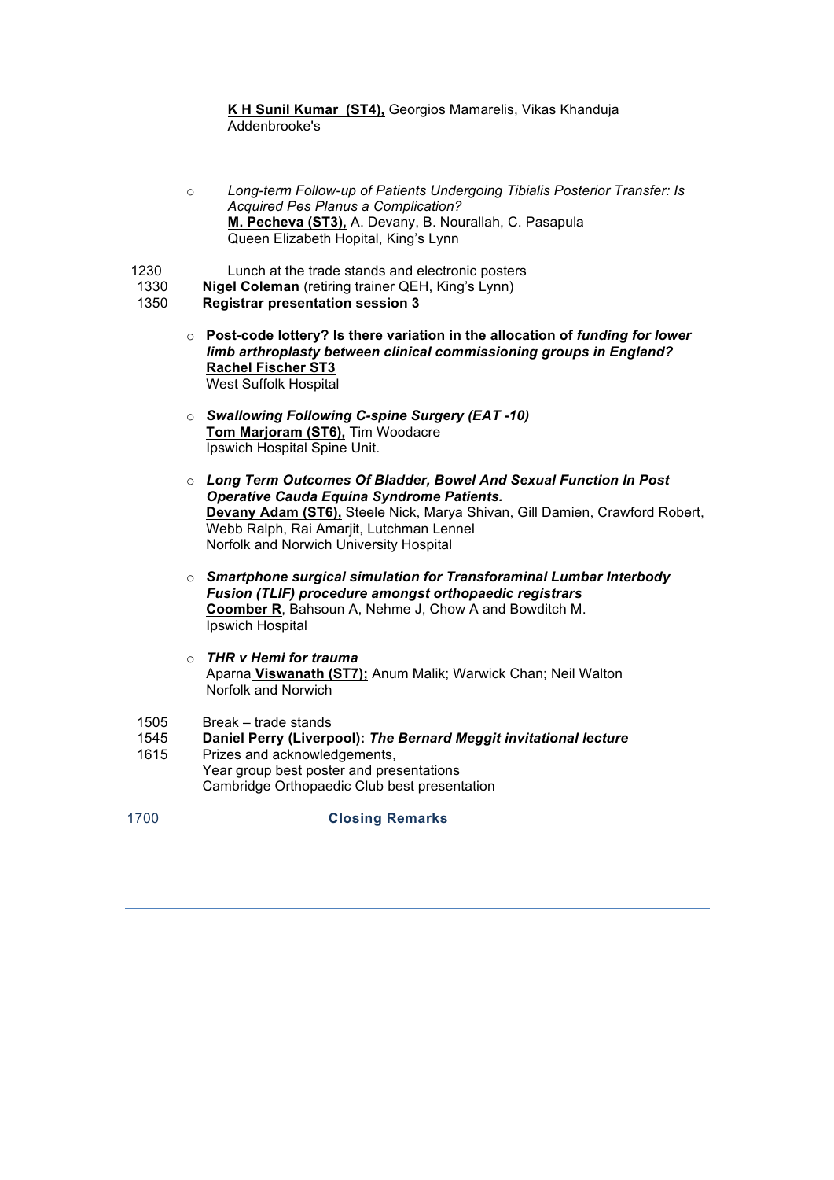**K H Sunil Kumar (ST4),** Georgios Mamarelis, Vikas Khanduja
Addenbrooke's

- *Long-term Follow-up of Patients Undergoing Tibialis Posterior Transfer: Is Acquired Pes Planus a Complication?*
  **M. Pecheva (ST3),** A. Devany, B. Nourallah, C. Pasapula
  Queen Elizabeth Hopital, King's Lynn

1230 Lunch at the trade stands and electronic posters

1330 **Nigel Coleman** (retiring trainer QEH, King's Lynn)

1350 **Registrar presentation session 3**

- **Post-code lottery? Is there variation in the allocation of *funding for lower limb arthroplasty between clinical commissioning groups in England?***
  **Rachel Fischer ST3**
  West Suffolk Hospital

- ***Swallowing Following C-spine Surgery (EAT -10)***
  **Tom Marjoram (ST6),** Tim Woodacre
  Ipswich Hospital Spine Unit.

- ***Long Term Outcomes Of Bladder, Bowel And Sexual Function In Post Operative Cauda Equina Syndrome Patients.***
  **Devany Adam (ST6),** Steele Nick, Marya Shivan, Gill Damien, Crawford Robert, Webb Ralph, Rai Amarjit, Lutchman Lennel
  Norfolk and Norwich University Hospital

- ***Smartphone surgical simulation for Transforaminal Lumbar Interbody Fusion (TLIF) procedure amongst orthopaedic registrars***
  **Coomber R**, Bahsoun A, Nehme J, Chow A and Bowditch M.
  Ipswich Hospital

- ***THR v Hemi for trauma***
  Aparna **Viswanath (ST7);** Anum Malik; Warwick Chan; Neil Walton
  Norfolk and Norwich

1505 Break – trade stands

1545 **Daniel Perry (Liverpool):** ***The Bernard Meggit invitational lecture***

1615 Prizes and acknowledgements,
Year group best poster and presentations
Cambridge Orthopaedic Club best presentation

1700 **Closing Remarks**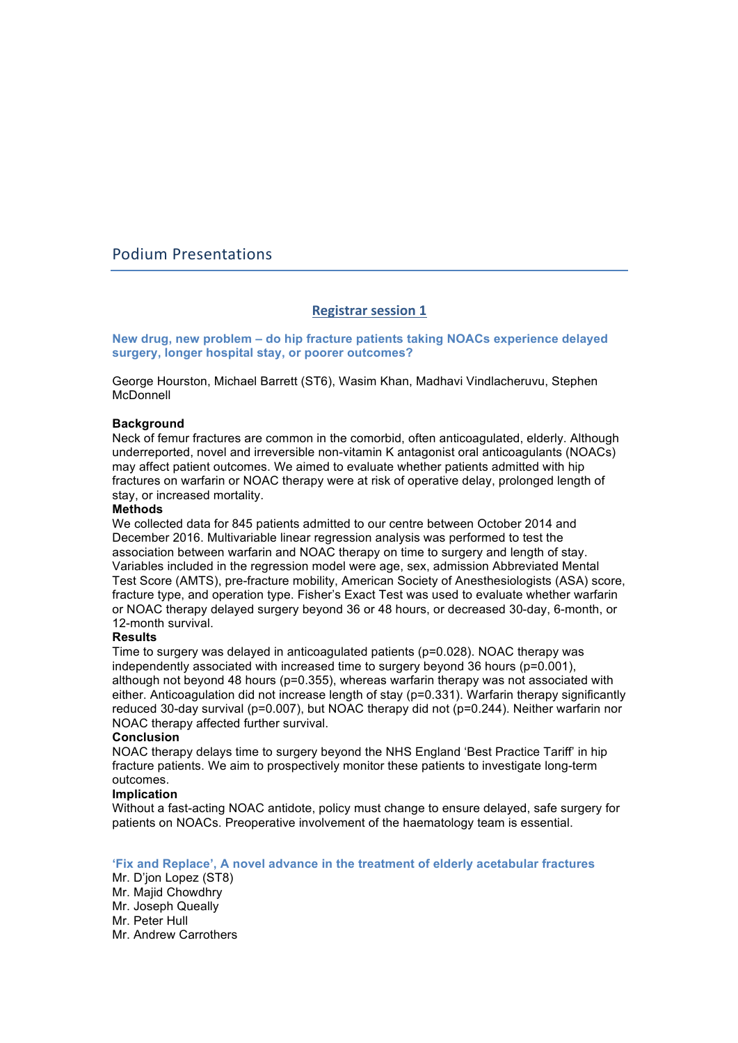# Podium Presentations

## Registrar session 1

### New drug, new problem – do hip fracture patients taking NOACs experience delayed surgery, longer hospital stay, or poorer outcomes?

George Hourston, Michael Barrett (ST6), Wasim Khan, Madhavi Vindlacheruvu, Stephen McDonnell

**Background**
Neck of femur fractures are common in the comorbid, often anticoagulated, elderly. Although underreported, novel and irreversible non-vitamin K antagonist oral anticoagulants (NOACs) may affect patient outcomes. We aimed to evaluate whether patients admitted with hip fractures on warfarin or NOAC therapy were at risk of operative delay, prolonged length of stay, or increased mortality.

**Methods**
We collected data for 845 patients admitted to our centre between October 2014 and December 2016. Multivariable linear regression analysis was performed to test the association between warfarin and NOAC therapy on time to surgery and length of stay. Variables included in the regression model were age, sex, admission Abbreviated Mental Test Score (AMTS), pre-fracture mobility, American Society of Anesthesiologists (ASA) score, fracture type, and operation type. Fisher's Exact Test was used to evaluate whether warfarin or NOAC therapy delayed surgery beyond 36 or 48 hours, or decreased 30-day, 6-month, or 12-month survival.

**Results**
Time to surgery was delayed in anticoagulated patients ($p=0.028$). NOAC therapy was independently associated with increased time to surgery beyond 36 hours ($p=0.001$), although not beyond 48 hours ($p=0.355$), whereas warfarin therapy was not associated with either. Anticoagulation did not increase length of stay ($p=0.331$). Warfarin therapy significantly reduced 30-day survival ($p=0.007$), but NOAC therapy did not ($p=0.244$). Neither warfarin nor NOAC therapy affected further survival.

**Conclusion**
NOAC therapy delays time to surgery beyond the NHS England 'Best Practice Tariff' in hip fracture patients. We aim to prospectively monitor these patients to investigate long-term outcomes.

**Implication**
Without a fast-acting NOAC antidote, policy must change to ensure delayed, safe surgery for patients on NOACs. Preoperative involvement of the haematology team is essential.

### 'Fix and Replace', A novel advance in the treatment of elderly acetabular fractures

Mr. D'jon Lopez (ST8)
Mr. Majid Chowdhry
Mr. Joseph Queally
Mr. Peter Hull
Mr. Andrew Carrothers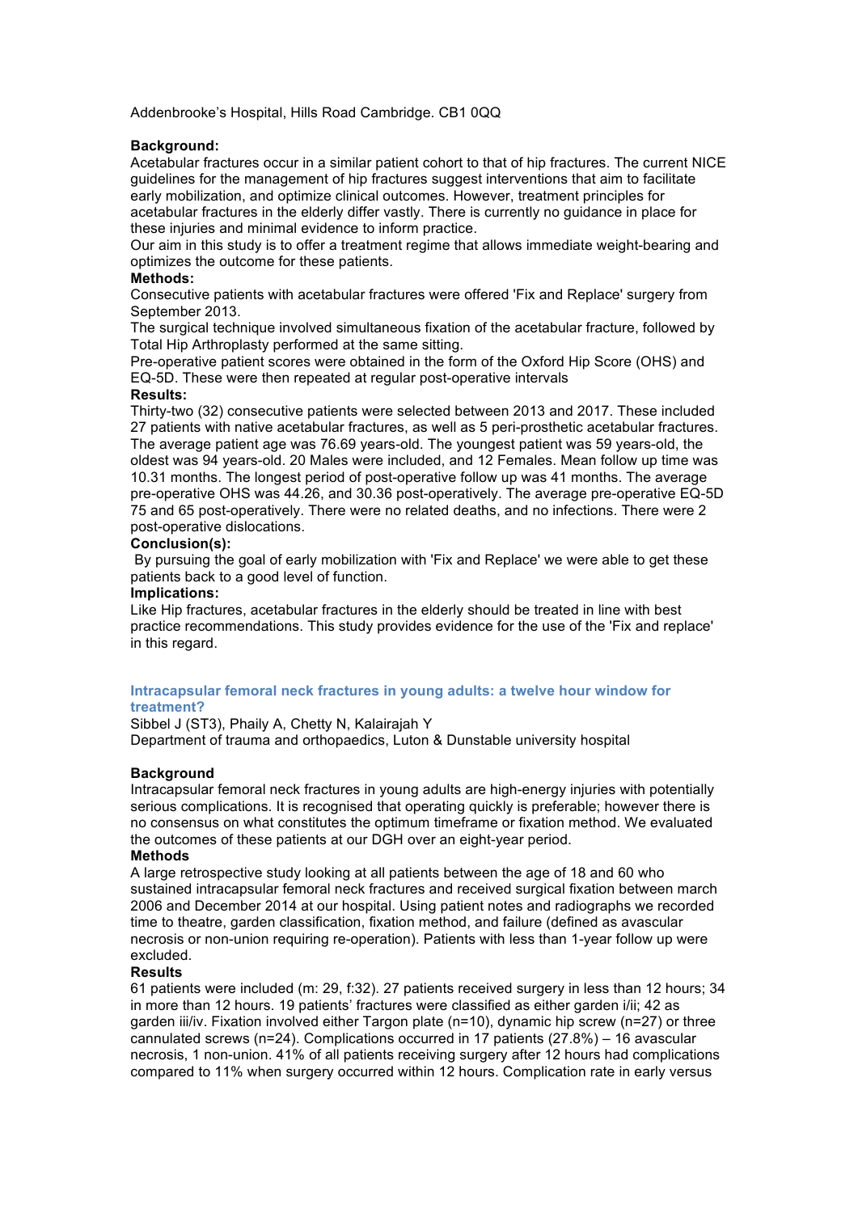Addenbrooke's Hospital, Hills Road Cambridge. CB1 0QQ

**Background:**
Acetabular fractures occur in a similar patient cohort to that of hip fractures. The current NICE guidelines for the management of hip fractures suggest interventions that aim to facilitate early mobilization, and optimize clinical outcomes. However, treatment principles for acetabular fractures in the elderly differ vastly. There is currently no guidance in place for these injuries and minimal evidence to inform practice.
Our aim in this study is to offer a treatment regime that allows immediate weight-bearing and optimizes the outcome for these patients.

**Methods:**
Consecutive patients with acetabular fractures were offered 'Fix and Replace' surgery from September 2013.
The surgical technique involved simultaneous fixation of the acetabular fracture, followed by Total Hip Arthroplasty performed at the same sitting.
Pre-operative patient scores were obtained in the form of the Oxford Hip Score (OHS) and EQ-5D. These were then repeated at regular post-operative intervals

**Results:**
Thirty-two (32) consecutive patients were selected between 2013 and 2017. These included 27 patients with native acetabular fractures, as well as 5 peri-prosthetic acetabular fractures. The average patient age was 76.69 years-old. The youngest patient was 59 years-old, the oldest was 94 years-old. 20 Males were included, and 12 Females. Mean follow up time was 10.31 months. The longest period of post-operative follow up was 41 months. The average pre-operative OHS was 44.26, and 30.36 post-operatively. The average pre-operative EQ-5D 75 and 65 post-operatively. There were no related deaths, and no infections. There were 2 post-operative dislocations.

**Conclusion(s):**
By pursuing the goal of early mobilization with 'Fix and Replace' we were able to get these patients back to a good level of function.

**Implications:**
Like Hip fractures, acetabular fractures in the elderly should be treated in line with best practice recommendations. This study provides evidence for the use of the 'Fix and replace' in this regard.

### Intracapsular femoral neck fractures in young adults: a twelve hour window for treatment?

Sibbel J (ST3), Phaily A, Chetty N, Kalairajah Y
Department of trauma and orthopaedics, Luton & Dunstable university hospital

**Background**
Intracapsular femoral neck fractures in young adults are high-energy injuries with potentially serious complications. It is recognised that operating quickly is preferable; however there is no consensus on what constitutes the optimum timeframe or fixation method. We evaluated the outcomes of these patients at our DGH over an eight-year period.

**Methods**
A large retrospective study looking at all patients between the age of 18 and 60 who sustained intracapsular femoral neck fractures and received surgical fixation between march 2006 and December 2014 at our hospital. Using patient notes and radiographs we recorded time to theatre, garden classification, fixation method, and failure (defined as avascular necrosis or non-union requiring re-operation). Patients with less than 1-year follow up were excluded.

**Results**
61 patients were included (m: 29, f:32). 27 patients received surgery in less than 12 hours; 34 in more than 12 hours. 19 patients' fractures were classified as either garden i/ii; 42 as garden iii/iv. Fixation involved either Targon plate (n=10), dynamic hip screw (n=27) or three cannulated screws (n=24). Complications occurred in 17 patients (27.8%) – 16 avascular necrosis, 1 non-union. 41% of all patients receiving surgery after 12 hours had complications compared to 11% when surgery occurred within 12 hours. Complication rate in early versus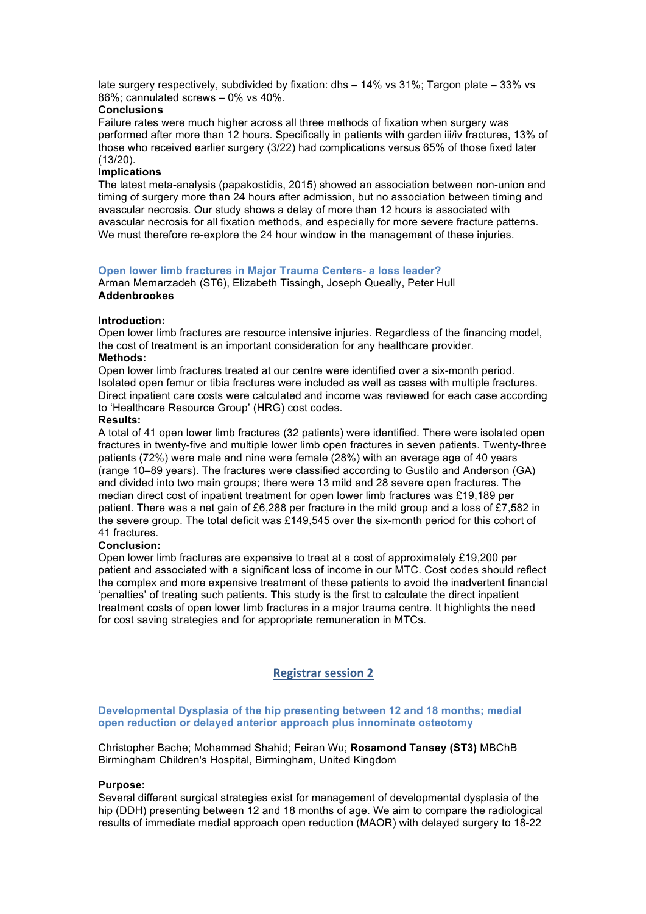late surgery respectively, subdivided by fixation: dhs – 14% vs 31%; Targon plate – 33% vs 86%; cannulated screws – 0% vs 40%.

**Conclusions**

Failure rates were much higher across all three methods of fixation when surgery was performed after more than 12 hours. Specifically in patients with garden iii/iv fractures, 13% of those who received earlier surgery (3/22) had complications versus 65% of those fixed later (13/20).

**Implications**

The latest meta-analysis (papakostidis, 2015) showed an association between non-union and timing of surgery more than 24 hours after admission, but no association between timing and avascular necrosis. Our study shows a delay of more than 12 hours is associated with avascular necrosis for all fixation methods, and especially for more severe fracture patterns. We must therefore re-explore the 24 hour window in the management of these injuries.

### Open lower limb fractures in Major Trauma Centers- a loss leader?

Arman Memarzadeh (ST6), Elizabeth Tissingh, Joseph Queally, Peter Hull
**Addenbrookes**

**Introduction:**

Open lower limb fractures are resource intensive injuries. Regardless of the financing model, the cost of treatment is an important consideration for any healthcare provider.

**Methods:**

Open lower limb fractures treated at our centre were identified over a six-month period. Isolated open femur or tibia fractures were included as well as cases with multiple fractures. Direct inpatient care costs were calculated and income was reviewed for each case according to 'Healthcare Resource Group' (HRG) cost codes.

**Results:**

A total of 41 open lower limb fractures (32 patients) were identified. There were isolated open fractures in twenty-five and multiple lower limb open fractures in seven patients. Twenty-three patients (72%) were male and nine were female (28%) with an average age of 40 years (range 10–89 years). The fractures were classified according to Gustilo and Anderson (GA) and divided into two main groups; there were 13 mild and 28 severe open fractures. The median direct cost of inpatient treatment for open lower limb fractures was £19,189 per patient. There was a net gain of £6,288 per fracture in the mild group and a loss of £7,582 in the severe group. The total deficit was £149,545 over the six-month period for this cohort of 41 fractures.

**Conclusion:**

Open lower limb fractures are expensive to treat at a cost of approximately £19,200 per patient and associated with a significant loss of income in our MTC. Cost codes should reflect the complex and more expensive treatment of these patients to avoid the inadvertent financial 'penalties' of treating such patients. This study is the first to calculate the direct inpatient treatment costs of open lower limb fractures in a major trauma centre. It highlights the need for cost saving strategies and for appropriate remuneration in MTCs.

## Registrar session 2

### Developmental Dysplasia of the hip presenting between 12 and 18 months; medial open reduction or delayed anterior approach plus innominate osteotomy

Christopher Bache; Mohammad Shahid; Feiran Wu; **Rosamond Tansey (ST3)** MBChB
Birmingham Children's Hospital, Birmingham, United Kingdom

**Purpose:**

Several different surgical strategies exist for management of developmental dysplasia of the hip (DDH) presenting between 12 and 18 months of age. We aim to compare the radiological results of immediate medial approach open reduction (MAOR) with delayed surgery to 18-22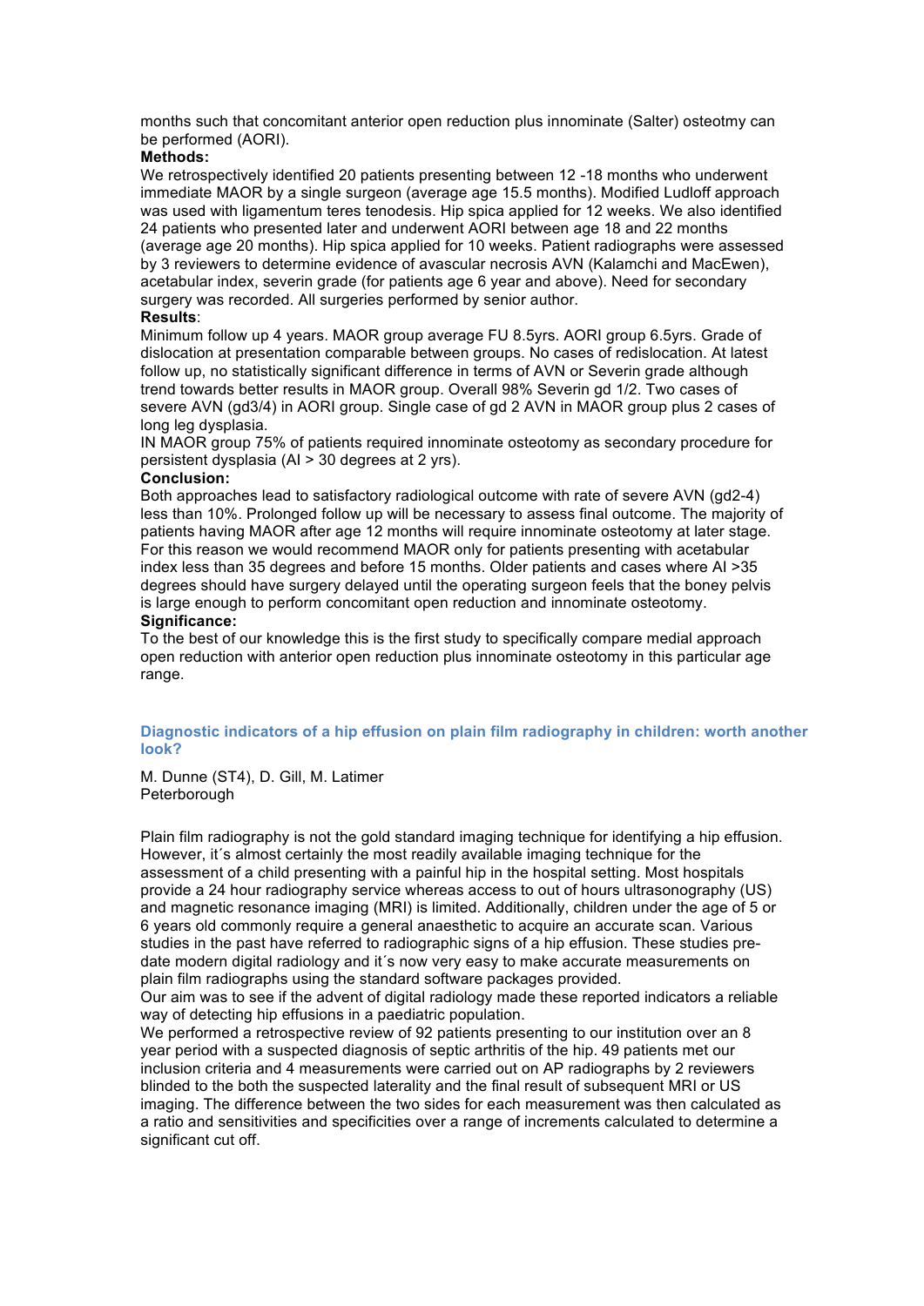months such that concomitant anterior open reduction plus innominate (Salter) osteotmy can be performed (AORI).

**Methods:**

We retrospectively identified 20 patients presenting between 12 -18 months who underwent immediate MAOR by a single surgeon (average age 15.5 months). Modified Ludloff approach was used with ligamentum teres tenodesis. Hip spica applied for 12 weeks. We also identified 24 patients who presented later and underwent AORI between age 18 and 22 months (average age 20 months). Hip spica applied for 10 weeks. Patient radiographs were assessed by 3 reviewers to determine evidence of avascular necrosis AVN (Kalamchi and MacEwen), acetabular index, severin grade (for patients age 6 year and above). Need for secondary surgery was recorded. All surgeries performed by senior author.

**Results**:

Minimum follow up 4 years. MAOR group average FU 8.5yrs. AORI group 6.5yrs. Grade of dislocation at presentation comparable between groups. No cases of redislocation. At latest follow up, no statistically significant difference in terms of AVN or Severin grade although trend towards better results in MAOR group. Overall 98% Severin gd 1/2. Two cases of severe AVN (gd3/4) in AORI group. Single case of gd 2 AVN in MAOR group plus 2 cases of long leg dysplasia.

IN MAOR group 75% of patients required innominate osteotomy as secondary procedure for persistent dysplasia (AI > 30 degrees at 2 yrs).

**Conclusion:**

Both approaches lead to satisfactory radiological outcome with rate of severe AVN (gd2-4) less than 10%. Prolonged follow up will be necessary to assess final outcome. The majority of patients having MAOR after age 12 months will require innominate osteotomy at later stage. For this reason we would recommend MAOR only for patients presenting with acetabular index less than 35 degrees and before 15 months. Older patients and cases where AI >35 degrees should have surgery delayed until the operating surgeon feels that the boney pelvis is large enough to perform concomitant open reduction and innominate osteotomy.

**Significance:**

To the best of our knowledge this is the first study to specifically compare medial approach open reduction with anterior open reduction plus innominate osteotomy in this particular age range.

## Diagnostic indicators of a hip effusion on plain film radiography in children: worth another look?

M. Dunne (ST4), D. Gill, M. Latimer
Peterborough

Plain film radiography is not the gold standard imaging technique for identifying a hip effusion. However, it´s almost certainly the most readily available imaging technique for the assessment of a child presenting with a painful hip in the hospital setting. Most hospitals provide a 24 hour radiography service whereas access to out of hours ultrasonography (US) and magnetic resonance imaging (MRI) is limited. Additionally, children under the age of 5 or 6 years old commonly require a general anaesthetic to acquire an accurate scan. Various studies in the past have referred to radiographic signs of a hip effusion. These studies pre-date modern digital radiology and it´s now very easy to make accurate measurements on plain film radiographs using the standard software packages provided.

Our aim was to see if the advent of digital radiology made these reported indicators a reliable way of detecting hip effusions in a paediatric population.

We performed a retrospective review of 92 patients presenting to our institution over an 8 year period with a suspected diagnosis of septic arthritis of the hip. 49 patients met our inclusion criteria and 4 measurements were carried out on AP radiographs by 2 reviewers blinded to the both the suspected laterality and the final result of subsequent MRI or US imaging. The difference between the two sides for each measurement was then calculated as a ratio and sensitivities and specificities over a range of increments calculated to determine a significant cut off.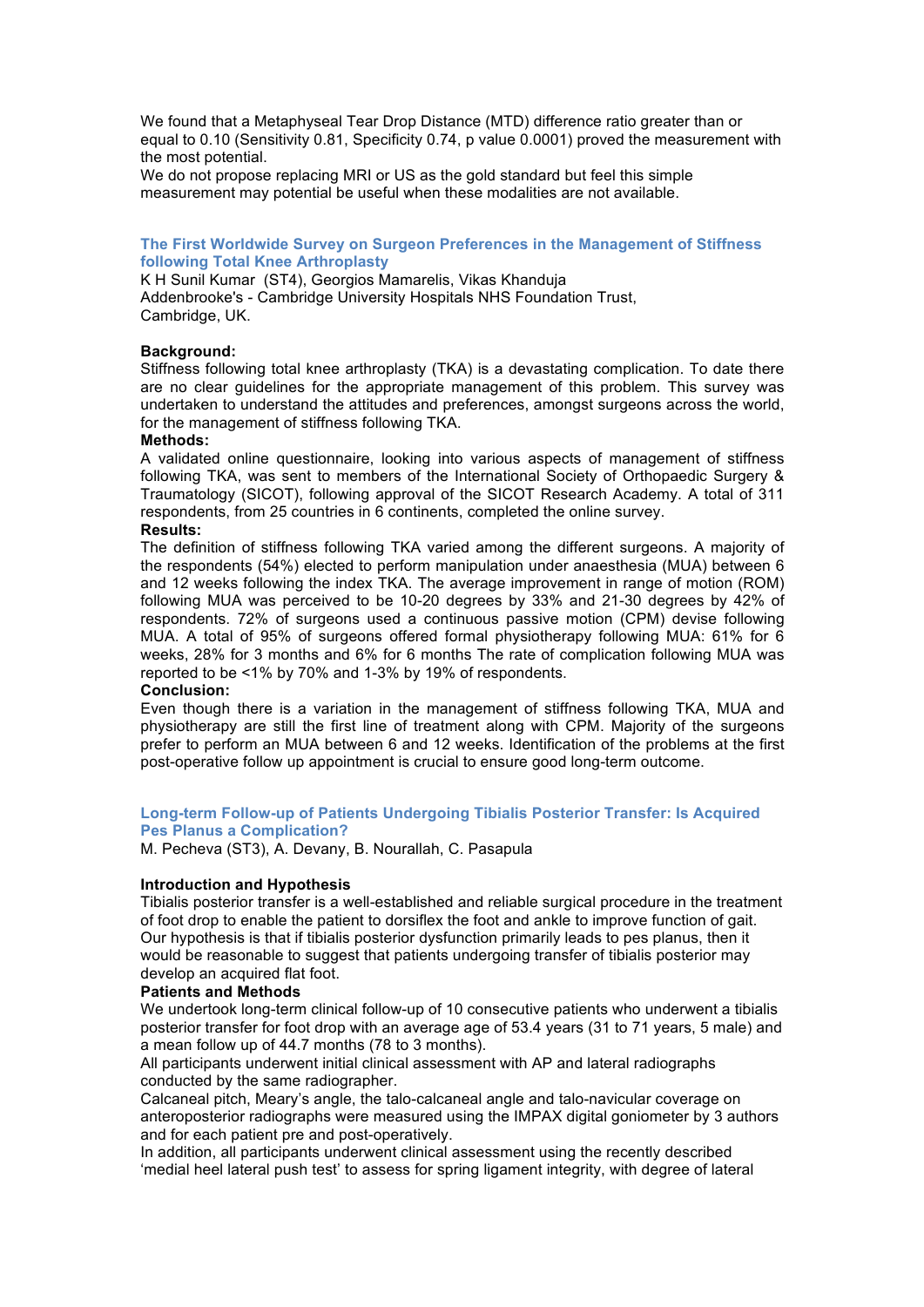We found that a Metaphyseal Tear Drop Distance (MTD) difference ratio greater than or equal to 0.10 (Sensitivity 0.81, Specificity 0.74, p value 0.0001) proved the measurement with the most potential.
We do not propose replacing MRI or US as the gold standard but feel this simple measurement may potential be useful when these modalities are not available.

## The First Worldwide Survey on Surgeon Preferences in the Management of Stiffness following Total Knee Arthroplasty

K H Sunil Kumar (ST4), Georgios Mamarelis, Vikas Khanduja
Addenbrooke's - Cambridge University Hospitals NHS Foundation Trust, Cambridge, UK.

**Background:**
Stiffness following total knee arthroplasty (TKA) is a devastating complication. To date there are no clear guidelines for the appropriate management of this problem. This survey was undertaken to understand the attitudes and preferences, amongst surgeons across the world, for the management of stiffness following TKA.

**Methods:**
A validated online questionnaire, looking into various aspects of management of stiffness following TKA, was sent to members of the International Society of Orthopaedic Surgery & Traumatology (SICOT), following approval of the SICOT Research Academy. A total of 311 respondents, from 25 countries in 6 continents, completed the online survey.

**Results:**
The definition of stiffness following TKA varied among the different surgeons. A majority of the respondents (54%) elected to perform manipulation under anaesthesia (MUA) between 6 and 12 weeks following the index TKA. The average improvement in range of motion (ROM) following MUA was perceived to be 10-20 degrees by 33% and 21-30 degrees by 42% of respondents. 72% of surgeons used a continuous passive motion (CPM) devise following MUA. A total of 95% of surgeons offered formal physiotherapy following MUA: 61% for 6 weeks, 28% for 3 months and 6% for 6 months The rate of complication following MUA was reported to be <1% by 70% and 1-3% by 19% of respondents.

**Conclusion:**
Even though there is a variation in the management of stiffness following TKA, MUA and physiotherapy are still the first line of treatment along with CPM. Majority of the surgeons prefer to perform an MUA between 6 and 12 weeks. Identification of the problems at the first post-operative follow up appointment is crucial to ensure good long-term outcome.

## Long-term Follow-up of Patients Undergoing Tibialis Posterior Transfer: Is Acquired Pes Planus a Complication?

M. Pecheva (ST3), A. Devany, B. Nourallah, C. Pasapula

**Introduction and Hypothesis**
Tibialis posterior transfer is a well-established and reliable surgical procedure in the treatment of foot drop to enable the patient to dorsiflex the foot and ankle to improve function of gait. Our hypothesis is that if tibialis posterior dysfunction primarily leads to pes planus, then it would be reasonable to suggest that patients undergoing transfer of tibialis posterior may develop an acquired flat foot.

**Patients and Methods**
We undertook long-term clinical follow-up of 10 consecutive patients who underwent a tibialis posterior transfer for foot drop with an average age of 53.4 years (31 to 71 years, 5 male) and a mean follow up of 44.7 months (78 to 3 months).
All participants underwent initial clinical assessment with AP and lateral radiographs conducted by the same radiographer.
Calcaneal pitch, Meary's angle, the talo-calcaneal angle and talo-navicular coverage on anteroposterior radiographs were measured using the IMPAX digital goniometer by 3 authors and for each patient pre and post-operatively.
In addition, all participants underwent clinical assessment using the recently described 'medial heel lateral push test' to assess for spring ligament integrity, with degree of lateral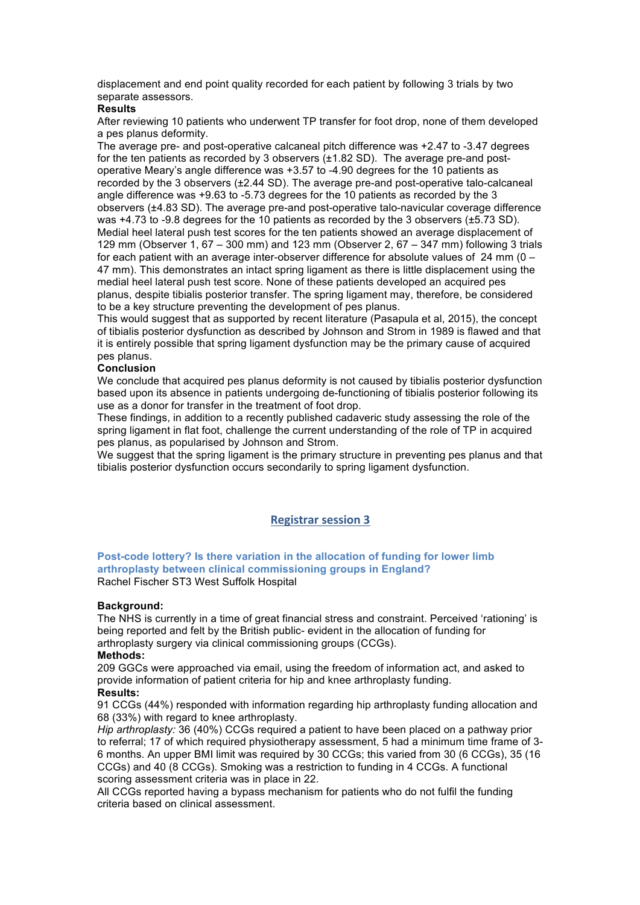displacement and end point quality recorded for each patient by following 3 trials by two separate assessors.

**Results**

After reviewing 10 patients who underwent TP transfer for foot drop, none of them developed a pes planus deformity.

The average pre- and post-operative calcaneal pitch difference was +2.47 to -3.47 degrees for the ten patients as recorded by 3 observers (±1.82 SD). The average pre-and post-operative Meary's angle difference was +3.57 to -4.90 degrees for the 10 patients as recorded by the 3 observers (±2.44 SD). The average pre-and post-operative talo-calcaneal angle difference was +9.63 to -5.73 degrees for the 10 patients as recorded by the 3 observers (±4.83 SD). The average pre-and post-operative talo-navicular coverage difference was +4.73 to -9.8 degrees for the 10 patients as recorded by the 3 observers (±5.73 SD). Medial heel lateral push test scores for the ten patients showed an average displacement of 129 mm (Observer 1, 67 – 300 mm) and 123 mm (Observer 2, 67 – 347 mm) following 3 trials for each patient with an average inter-observer difference for absolute values of 24 mm (0 – 47 mm). This demonstrates an intact spring ligament as there is little displacement using the medial heel lateral push test score. None of these patients developed an acquired pes planus, despite tibialis posterior transfer. The spring ligament may, therefore, be considered to be a key structure preventing the development of pes planus.

This would suggest that as supported by recent literature (Pasapula et al, 2015), the concept of tibialis posterior dysfunction as described by Johnson and Strom in 1989 is flawed and that it is entirely possible that spring ligament dysfunction may be the primary cause of acquired pes planus.

**Conclusion**

We conclude that acquired pes planus deformity is not caused by tibialis posterior dysfunction based upon its absence in patients undergoing de-functioning of tibialis posterior following its use as a donor for transfer in the treatment of foot drop.

These findings, in addition to a recently published cadaveric study assessing the role of the spring ligament in flat foot, challenge the current understanding of the role of TP in acquired pes planus, as popularised by Johnson and Strom.

We suggest that the spring ligament is the primary structure in preventing pes planus and that tibialis posterior dysfunction occurs secondarily to spring ligament dysfunction.

## Registrar session 3

### Post-code lottery? Is there variation in the allocation of funding for lower limb arthroplasty between clinical commissioning groups in England?

Rachel Fischer ST3 West Suffolk Hospital

**Background:**

The NHS is currently in a time of great financial stress and constraint. Perceived 'rationing' is being reported and felt by the British public- evident in the allocation of funding for arthroplasty surgery via clinical commissioning groups (CCGs).

**Methods:**

209 GGCs were approached via email, using the freedom of information act, and asked to provide information of patient criteria for hip and knee arthroplasty funding.

**Results:**

91 CCGs (44%) responded with information regarding hip arthroplasty funding allocation and 68 (33%) with regard to knee arthroplasty.

*Hip arthroplasty:* 36 (40%) CCGs required a patient to have been placed on a pathway prior to referral; 17 of which required physiotherapy assessment, 5 had a minimum time frame of 3-6 months. An upper BMI limit was required by 30 CCGs; this varied from 30 (6 CCGs), 35 (16 CCGs) and 40 (8 CCGs). Smoking was a restriction to funding in 4 CCGs. A functional scoring assessment criteria was in place in 22.

All CCGs reported having a bypass mechanism for patients who do not fulfil the funding criteria based on clinical assessment.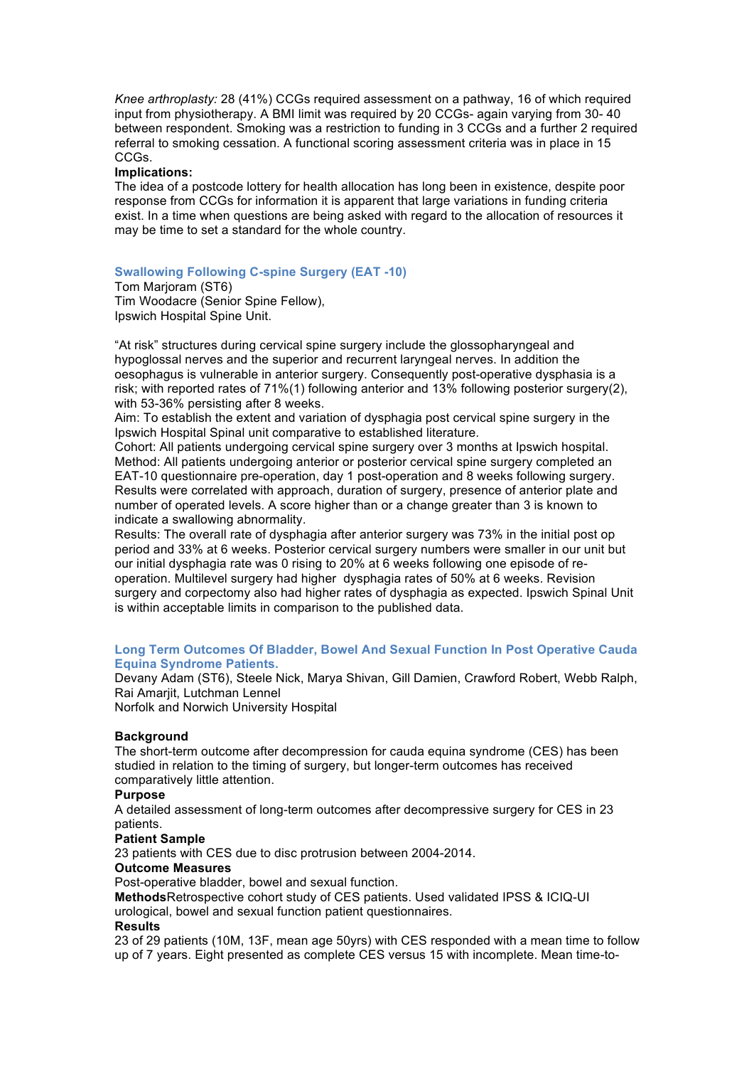*Knee arthroplasty:* 28 (41%) CCGs required assessment on a pathway, 16 of which required input from physiotherapy. A BMI limit was required by 20 CCGs- again varying from 30- 40 between respondent. Smoking was a restriction to funding in 3 CCGs and a further 2 required referral to smoking cessation. A functional scoring assessment criteria was in place in 15 CCGs.

**Implications:**

The idea of a postcode lottery for health allocation has long been in existence, despite poor response from CCGs for information it is apparent that large variations in funding criteria exist. In a time when questions are being asked with regard to the allocation of resources it may be time to set a standard for the whole country.

### Swallowing Following C-spine Surgery (EAT -10)

Tom Marjoram (ST6)
Tim Woodacre (Senior Spine Fellow),
Ipswich Hospital Spine Unit.

"At risk" structures during cervical spine surgery include the glossopharyngeal and hypoglossal nerves and the superior and recurrent laryngeal nerves. In addition the oesophagus is vulnerable in anterior surgery. Consequently post-operative dysphasia is a risk; with reported rates of 71%(1) following anterior and 13% following posterior surgery(2), with 53-36% persisting after 8 weeks.

Aim: To establish the extent and variation of dysphagia post cervical spine surgery in the Ipswich Hospital Spinal unit comparative to established literature.

Cohort: All patients undergoing cervical spine surgery over 3 months at Ipswich hospital.

Method: All patients undergoing anterior or posterior cervical spine surgery completed an EAT-10 questionnaire pre-operation, day 1 post-operation and 8 weeks following surgery. Results were correlated with approach, duration of surgery, presence of anterior plate and number of operated levels. A score higher than or a change greater than 3 is known to indicate a swallowing abnormality.

Results: The overall rate of dysphagia after anterior surgery was 73% in the initial post op period and 33% at 6 weeks. Posterior cervical surgery numbers were smaller in our unit but our initial dysphagia rate was 0 rising to 20% at 6 weeks following one episode of re-operation. Multilevel surgery had higher dysphagia rates of 50% at 6 weeks. Revision surgery and corpectomy also had higher rates of dysphagia as expected. Ipswich Spinal Unit is within acceptable limits in comparison to the published data.

### Long Term Outcomes Of Bladder, Bowel And Sexual Function In Post Operative Cauda Equina Syndrome Patients.

Devany Adam (ST6), Steele Nick, Marya Shivan, Gill Damien, Crawford Robert, Webb Ralph, Rai Amarjit, Lutchman Lennel
Norfolk and Norwich University Hospital

**Background**

The short-term outcome after decompression for cauda equina syndrome (CES) has been studied in relation to the timing of surgery, but longer-term outcomes has received comparatively little attention.

**Purpose**

A detailed assessment of long-term outcomes after decompressive surgery for CES in 23 patients.

**Patient Sample**

23 patients with CES due to disc protrusion between 2004-2014.

**Outcome Measures**

Post-operative bladder, bowel and sexual function.

**Methods**Retrospective cohort study of CES patients. Used validated IPSS & ICIQ-UI urological, bowel and sexual function patient questionnaires.

**Results**

23 of 29 patients (10M, 13F, mean age 50yrs) with CES responded with a mean time to follow up of 7 years. Eight presented as complete CES versus 15 with incomplete. Mean time-to-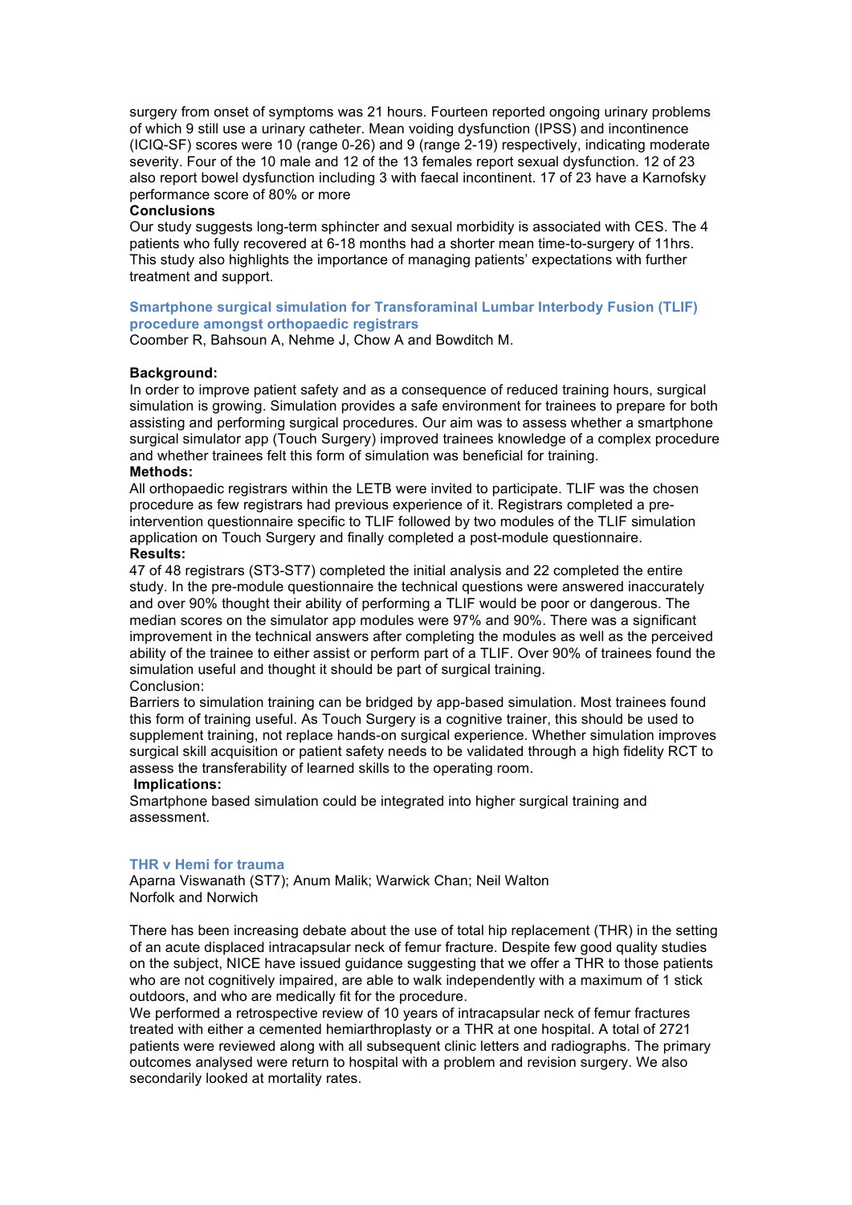surgery from onset of symptoms was 21 hours. Fourteen reported ongoing urinary problems of which 9 still use a urinary catheter. Mean voiding dysfunction (IPSS) and incontinence (ICIQ-SF) scores were 10 (range 0-26) and 9 (range 2-19) respectively, indicating moderate severity. Four of the 10 male and 12 of the 13 females report sexual dysfunction. 12 of 23 also report bowel dysfunction including 3 with faecal incontinent. 17 of 23 have a Karnofsky performance score of 80% or more

**Conclusions**

Our study suggests long-term sphincter and sexual morbidity is associated with CES. The 4 patients who fully recovered at 6-18 months had a shorter mean time-to-surgery of 11hrs. This study also highlights the importance of managing patients' expectations with further treatment and support.

## Smartphone surgical simulation for Transforaminal Lumbar Interbody Fusion (TLIF) procedure amongst orthopaedic registrars

Coomber R, Bahsoun A, Nehme J, Chow A and Bowditch M.

**Background:**

In order to improve patient safety and as a consequence of reduced training hours, surgical simulation is growing. Simulation provides a safe environment for trainees to prepare for both assisting and performing surgical procedures. Our aim was to assess whether a smartphone surgical simulator app (Touch Surgery) improved trainees knowledge of a complex procedure and whether trainees felt this form of simulation was beneficial for training.

**Methods:**

All orthopaedic registrars within the LETB were invited to participate. TLIF was the chosen procedure as few registrars had previous experience of it. Registrars completed a pre-intervention questionnaire specific to TLIF followed by two modules of the TLIF simulation application on Touch Surgery and finally completed a post-module questionnaire.

**Results:**

47 of 48 registrars (ST3-ST7) completed the initial analysis and 22 completed the entire study. In the pre-module questionnaire the technical questions were answered inaccurately and over 90% thought their ability of performing a TLIF would be poor or dangerous. The median scores on the simulator app modules were 97% and 90%. There was a significant improvement in the technical answers after completing the modules as well as the perceived ability of the trainee to either assist or perform part of a TLIF. Over 90% of trainees found the simulation useful and thought it should be part of surgical training.

Conclusion:

Barriers to simulation training can be bridged by app-based simulation. Most trainees found this form of training useful. As Touch Surgery is a cognitive trainer, this should be used to supplement training, not replace hands-on surgical experience. Whether simulation improves surgical skill acquisition or patient safety needs to be validated through a high fidelity RCT to assess the transferability of learned skills to the operating room.

**Implications:**

Smartphone based simulation could be integrated into higher surgical training and assessment.

## THR v Hemi for trauma

Aparna Viswanath (ST7); Anum Malik; Warwick Chan; Neil Walton
Norfolk and Norwich

There has been increasing debate about the use of total hip replacement (THR) in the setting of an acute displaced intracapsular neck of femur fracture. Despite few good quality studies on the subject, NICE have issued guidance suggesting that we offer a THR to those patients who are not cognitively impaired, are able to walk independently with a maximum of 1 stick outdoors, and who are medically fit for the procedure.

We performed a retrospective review of 10 years of intracapsular neck of femur fractures treated with either a cemented hemiarthroplasty or a THR at one hospital. A total of 2721 patients were reviewed along with all subsequent clinic letters and radiographs. The primary outcomes analysed were return to hospital with a problem and revision surgery. We also secondarily looked at mortality rates.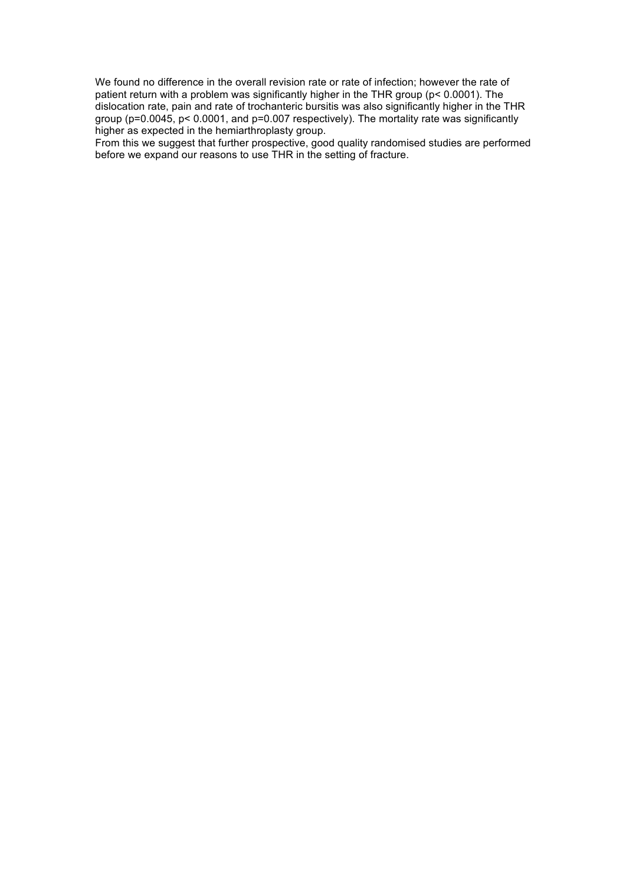We found no difference in the overall revision rate or rate of infection; however the rate of patient return with a problem was significantly higher in the THR group ($p < 0.0001$). The dislocation rate, pain and rate of trochanteric bursitis was also significantly higher in the THR group ($p=0.0045$, $p < 0.0001$, and $p=0.007$ respectively). The mortality rate was significantly higher as expected in the hemiarthroplasty group.

From this we suggest that further prospective, good quality randomised studies are performed before we expand our reasons to use THR in the setting of fracture.